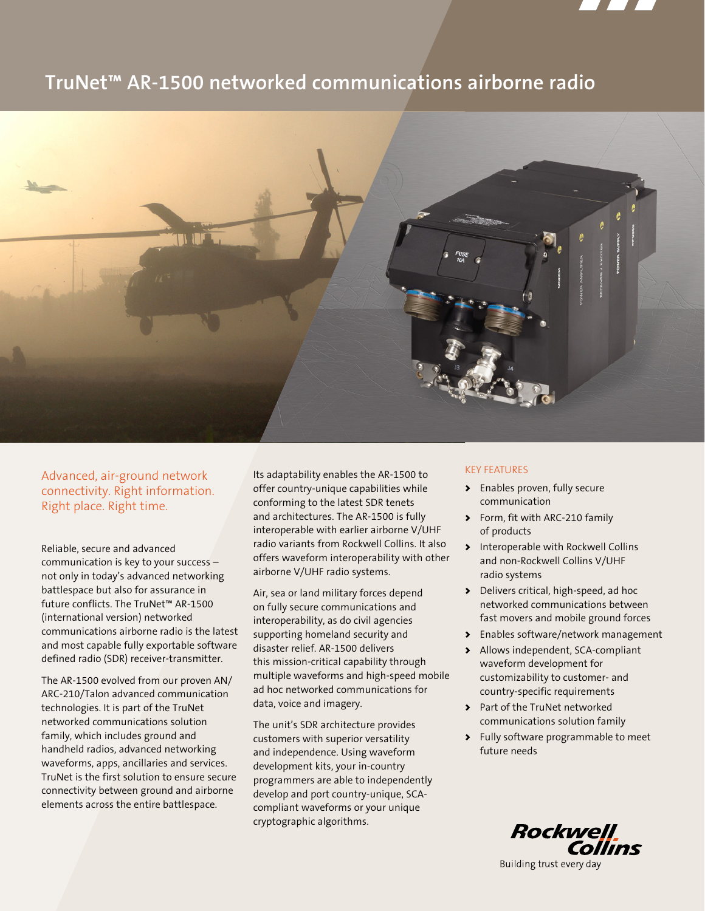# TruNet™ AR-1500 networked communications airborne radio

## Advanced, air-ground network connectivity. Right information. Right place. Right time.

Reliable, secure and advanced communication is key to your success – not only in today's advanced networking battlespace but also for assurance in future conflicts. The TruNet™ AR-1500 (international version) networked communications airborne radio is the latest and most capable fully exportable software defined radio (SDR) receiver-transmitter.

The AR-1500 evolved from our proven AN/ARC-210/Talon advanced communication technologies. It is part of the TruNet networked communications solution family, which includes ground and handheld radios, advanced networking waveforms, apps, ancillaries and services. TruNet is the first solution to ensure secure connectivity between ground and airborne elements across the entire battlespace.

Its adaptability enables the AR-1500 to offer country-unique capabilities while conforming to the latest SDR tenets and architectures. The AR-1500 is fully interoperable with earlier airborne V/UHF radio variants from Rockwell Collins. It also offers waveform interoperability with other airborne V/UHF radio systems.

Air, sea or land military forces depend on fully secure communications and interoperability, as do civil agencies supporting homeland security and disaster relief. AR-1500 delivers this mission-critical capability through multiple waveforms and high-speed mobile ad hoc networked communications for data, voice and imagery.

The unit's SDR architecture provides customers with superior versatility and independence. Using waveform development kits, your in-country programmers are able to independently develop and port country-unique, SCA-compliant waveforms or your unique cryptographic algorithms.

### KEY FEATURES

- Enables proven, fully secure communication
- Form, fit with ARC-210 family of products
- Interoperable with Rockwell Collins and non-Rockwell Collins V/UHF radio systems
- Delivers critical, high-speed, ad hoc networked communications between fast movers and mobile ground forces
- Enables software/network management
- Allows independent, SCA-compliant waveform development for customizability to customer- and country-specific requirements
- Part of the TruNet networked communications solution family
- Fully software programmable to meet future needs

Rockwell Collins

Building trust every day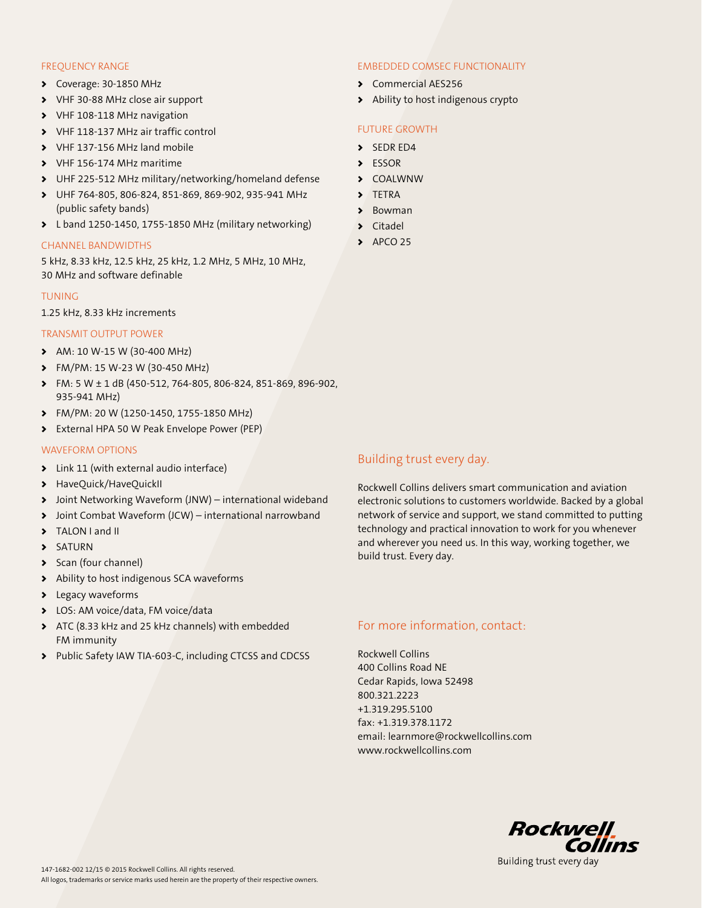### FREQUENCY RANGE

- Coverage: 30-1850 MHz
- VHF 30-88 MHz close air support
- VHF 108-118 MHz navigation
- VHF 118-137 MHz air traffic control
- VHF 137-156 MHz land mobile
- VHF 156-174 MHz maritime
- UHF 225-512 MHz military/networking/homeland defense
- UHF 764-805, 806-824, 851-869, 869-902, 935-941 MHz (public safety bands)
- L band 1250-1450, 1755-1850 MHz (military networking)

### CHANNEL BANDWIDTHS

5 kHz, 8.33 kHz, 12.5 kHz, 25 kHz, 1.2 MHz, 5 MHz, 10 MHz, 30 MHz and software definable

### TUNING

1.25 kHz, 8.33 kHz increments

### TRANSMIT OUTPUT POWER

- AM: 10 W-15 W (30-400 MHz)
- FM/PM: 15 W-23 W (30-450 MHz)
- FM: 5 W ± 1 dB (450-512, 764-805, 806-824, 851-869, 896-902, 935-941 MHz)
- FM/PM: 20 W (1250-1450, 1755-1850 MHz)
- External HPA 50 W Peak Envelope Power (PEP)

### WAVEFORM OPTIONS

- Link 11 (with external audio interface)
- HaveQuick/HaveQuickII
- Joint Networking Waveform (JNW) – international wideband
- Joint Combat Waveform (JCW) – international narrowband
- TALON I and II
- SATURN
- Scan (four channel)
- Ability to host indigenous SCA waveforms
- Legacy waveforms
- LOS: AM voice/data, FM voice/data
- ATC (8.33 kHz and 25 kHz channels) with embedded FM immunity
- Public Safety IAW TIA-603-C, including CTCSS and CDCSS

### EMBEDDED COMSEC FUNCTIONALITY

- Commercial AES256
- Ability to host indigenous crypto

### FUTURE GROWTH

- SEDR ED4
- ESSOR
- COALWNW
- TETRA
- Bowman
- Citadel
- APCO 25

## Building trust every day.

Rockwell Collins delivers smart communication and aviation electronic solutions to customers worldwide. Backed by a global network of service and support, we stand committed to putting technology and practical innovation to work for you whenever and wherever you need us. In this way, working together, we build trust. Every day.

## For more information, contact:

Rockwell Collins
400 Collins Road NE
Cedar Rapids, Iowa 52498
800.321.2223
+1.319.295.5100
fax: +1.319.378.1172
email: learnmore@rockwellcollins.com
www.rockwellcollins.com

Rockwell Collins
Building trust every day

147-1682-002 12/15 © 2015 Rockwell Collins. All rights reserved.
All logos, trademarks or service marks used herein are the property of their respective owners.